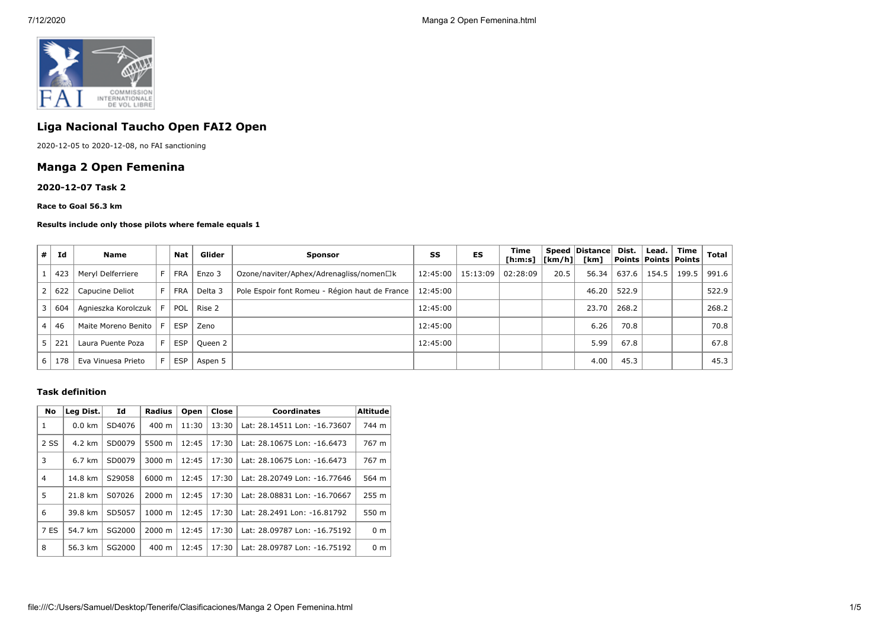# Liga Nacional Taucho Open FAI2 Open

2020-12-05 to 2020-12-08, no FAI sanctioning

## Manga 2 Open Femenina

### 2020-12-07 Task 2

**Race to Goal 56.3 km**

**Results include only those pilots where female equals 1**

| # | Id | Name | | Nat | Glider | Sponsor | SS | ES | Time [h:m:s] | Speed [km/h] | Distance [km] | Dist. Points | Lead. Points | Time Points | Total |
|---|---|---|---|---|---|---|---|---|---|---|---|---|---|---|---|
| 1 | 423 | Meryl Delferriere | F | FRA | Enzo 3 | Ozone/naviter/Aphex/Adrenagliss/nomen□k | 12:45:00 | 15:13:09 | 02:28:09 | 20.5 | 56.34 | 637.6 | 154.5 | 199.5 | 991.6 |
| 2 | 622 | Capucine Deliot | F | FRA | Delta 3 | Pole Espoir font Romeu - Région haut de France | 12:45:00 | | | | 46.20 | 522.9 | | | 522.9 |
| 3 | 604 | Agnieszka Korolczuk | F | POL | Rise 2 | | 12:45:00 | | | | 23.70 | 268.2 | | | 268.2 |
| 4 | 46 | Maite Moreno Benito | F | ESP | Zeno | | 12:45:00 | | | | 6.26 | 70.8 | | | 70.8 |
| 5 | 221 | Laura Puente Poza | F | ESP | Queen 2 | | 12:45:00 | | | | 5.99 | 67.8 | | | 67.8 |
| 6 | 178 | Eva Vinuesa Prieto | F | ESP | Aspen 5 | | | | | | 4.00 | 45.3 | | | 45.3 |

#### Task definition

| No | Leg Dist. | Id | Radius | Open | Close | Coordinates | Altitude |
|---|---|---|---|---|---|---|---|
| 1 | 0.0 km | SD4076 | 400 m | 11:30 | 13:30 | Lat: 28.14511 Lon: -16.73607 | 744 m |
| 2 SS | 4.2 km | SD0079 | 5500 m | 12:45 | 17:30 | Lat: 28.10675 Lon: -16.6473 | 767 m |
| 3 | 6.7 km | SD0079 | 3000 m | 12:45 | 17:30 | Lat: 28.10675 Lon: -16.6473 | 767 m |
| 4 | 14.8 km | S29058 | 6000 m | 12:45 | 17:30 | Lat: 28.20749 Lon: -16.77646 | 564 m |
| 5 | 21.8 km | S07026 | 2000 m | 12:45 | 17:30 | Lat: 28.08831 Lon: -16.70667 | 255 m |
| 6 | 39.8 km | SD5057 | 1000 m | 12:45 | 17:30 | Lat: 28.2491 Lon: -16.81792 | 550 m |
| 7 ES | 54.7 km | SG2000 | 2000 m | 12:45 | 17:30 | Lat: 28.09787 Lon: -16.75192 | 0 m |
| 8 | 56.3 km | SG2000 | 400 m | 12:45 | 17:30 | Lat: 28.09787 Lon: -16.75192 | 0 m |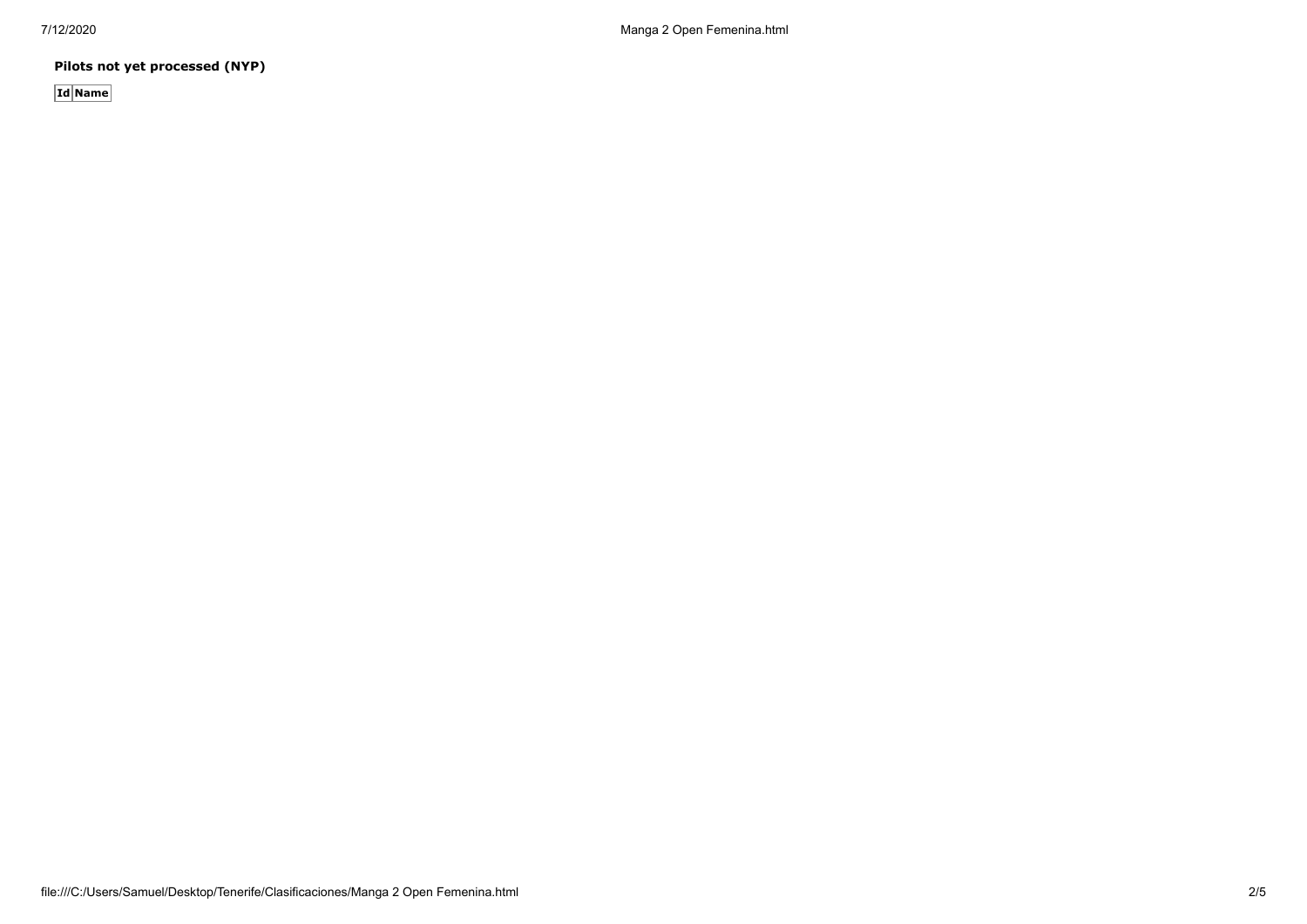**Pilots not yet processed (NYP)**

| Id | Name |
|---|---|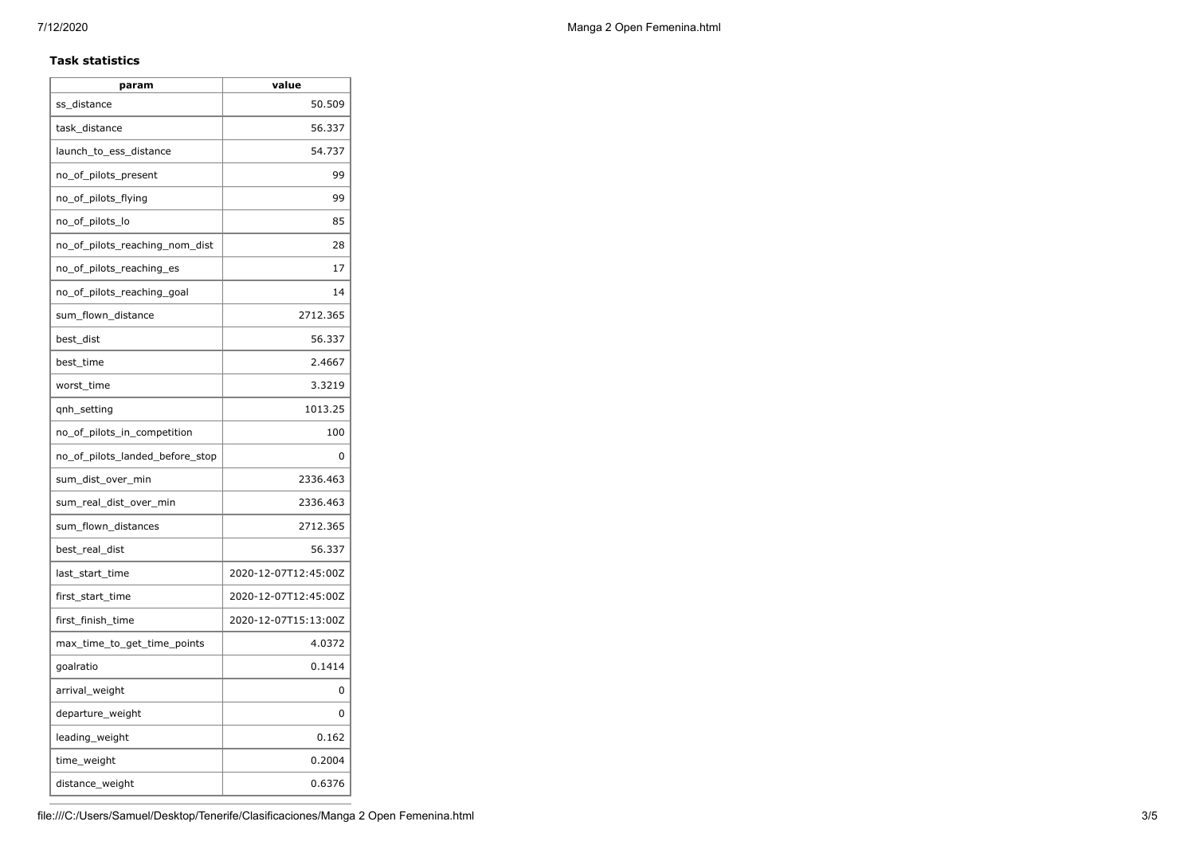**Task statistics**

| param | value |
| --- | --- |
| ss_distance | 50.509 |
| task_distance | 56.337 |
| launch_to_ess_distance | 54.737 |
| no_of_pilots_present | 99 |
| no_of_pilots_flying | 99 |
| no_of_pilots_lo | 85 |
| no_of_pilots_reaching_nom_dist | 28 |
| no_of_pilots_reaching_es | 17 |
| no_of_pilots_reaching_goal | 14 |
| sum_flown_distance | 2712.365 |
| best_dist | 56.337 |
| best_time | 2.4667 |
| worst_time | 3.3219 |
| qnh_setting | 1013.25 |
| no_of_pilots_in_competition | 100 |
| no_of_pilots_landed_before_stop | 0 |
| sum_dist_over_min | 2336.463 |
| sum_real_dist_over_min | 2336.463 |
| sum_flown_distances | 2712.365 |
| best_real_dist | 56.337 |
| last_start_time | 2020-12-07T12:45:00Z |
| first_start_time | 2020-12-07T12:45:00Z |
| first_finish_time | 2020-12-07T15:13:00Z |
| max_time_to_get_time_points | 4.0372 |
| goalratio | 0.1414 |
| arrival_weight | 0 |
| departure_weight | 0 |
| leading_weight | 0.162 |
| time_weight | 0.2004 |
| distance_weight | 0.6376 |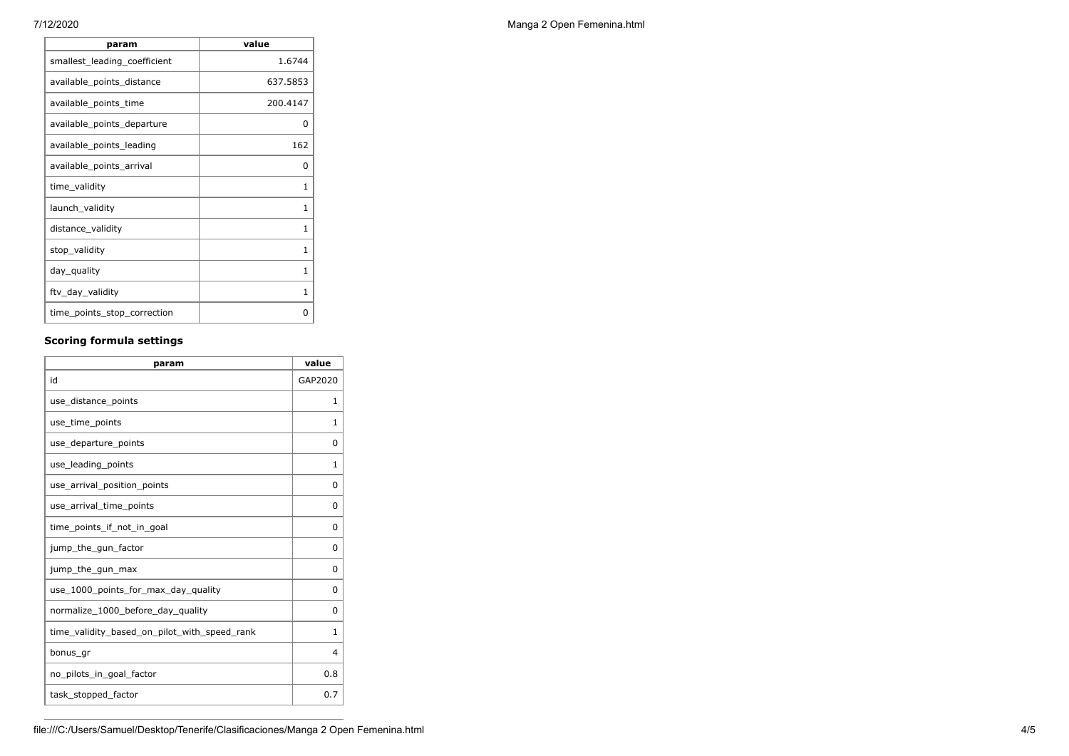| param | value |
| --- | --- |
| smallest_leading_coefficient | 1.6744 |
| available_points_distance | 637.5853 |
| available_points_time | 200.4147 |
| available_points_departure | 0 |
| available_points_leading | 162 |
| available_points_arrival | 0 |
| time_validity | 1 |
| launch_validity | 1 |
| distance_validity | 1 |
| stop_validity | 1 |
| day_quality | 1 |
| ftv_day_validity | 1 |
| time_points_stop_correction | 0 |

### Scoring formula settings

| param | value |
| --- | --- |
| id | GAP2020 |
| use_distance_points | 1 |
| use_time_points | 1 |
| use_departure_points | 0 |
| use_leading_points | 1 |
| use_arrival_position_points | 0 |
| use_arrival_time_points | 0 |
| time_points_if_not_in_goal | 0 |
| jump_the_gun_factor | 0 |
| jump_the_gun_max | 0 |
| use_1000_points_for_max_day_quality | 0 |
| normalize_1000_before_day_quality | 0 |
| time_validity_based_on_pilot_with_speed_rank | 1 |
| bonus_gr | 4 |
| no_pilots_in_goal_factor | 0.8 |
| task_stopped_factor | 0.7 |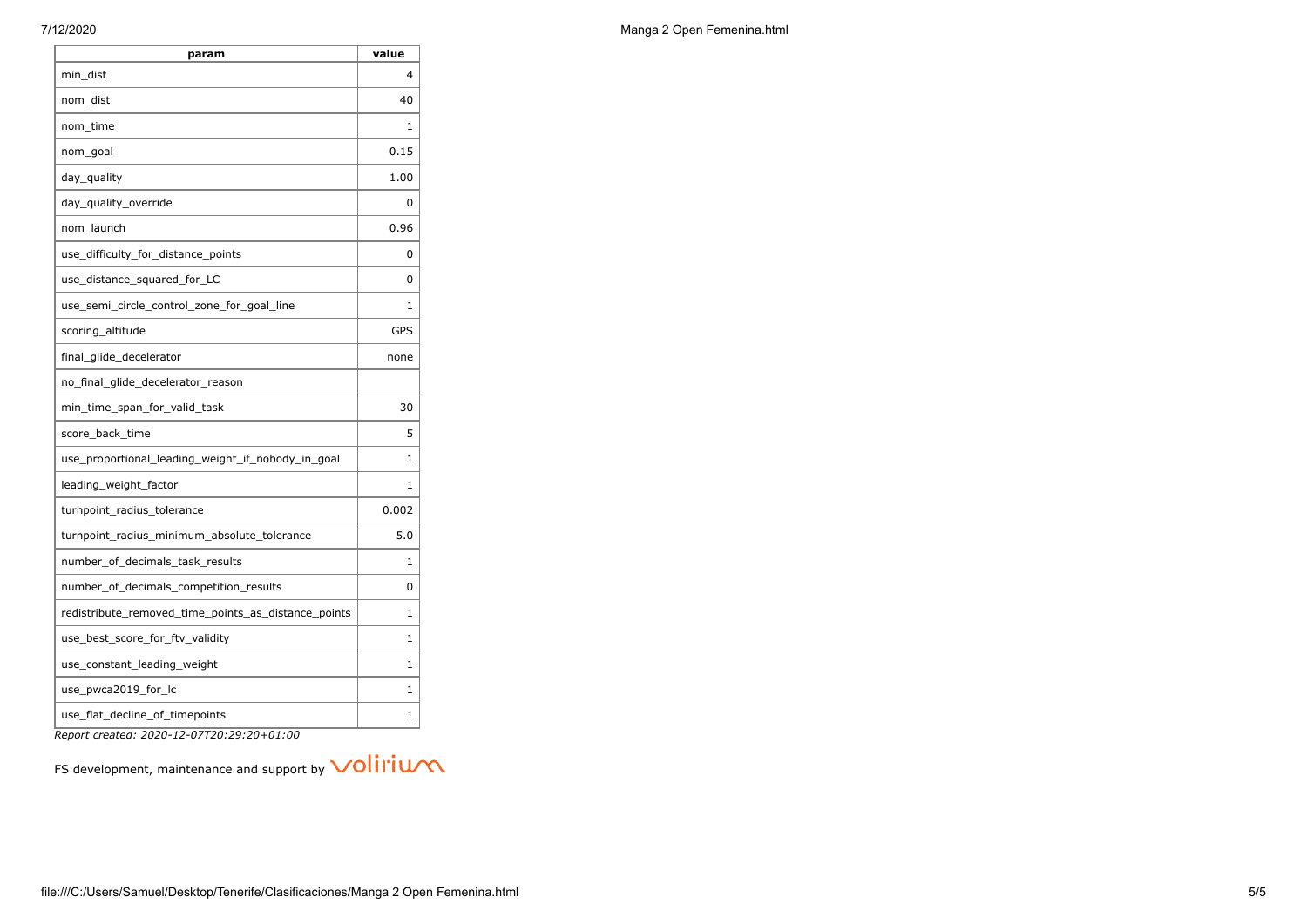| param | value |
| --- | --- |
| min_dist | 4 |
| nom_dist | 40 |
| nom_time | 1 |
| nom_goal | 0.15 |
| day_quality | 1.00 |
| day_quality_override | 0 |
| nom_launch | 0.96 |
| use_difficulty_for_distance_points | 0 |
| use_distance_squared_for_LC | 0 |
| use_semi_circle_control_zone_for_goal_line | 1 |
| scoring_altitude | GPS |
| final_glide_decelerator | none |
| no_final_glide_decelerator_reason | |
| min_time_span_for_valid_task | 30 |
| score_back_time | 5 |
| use_proportional_leading_weight_if_nobody_in_goal | 1 |
| leading_weight_factor | 1 |
| turnpoint_radius_tolerance | 0.002 |
| turnpoint_radius_minimum_absolute_tolerance | 5.0 |
| number_of_decimals_task_results | 1 |
| number_of_decimals_competition_results | 0 |
| redistribute_removed_time_points_as_distance_points | 1 |
| use_best_score_for_ftv_validity | 1 |
| use_constant_leading_weight | 1 |
| use_pwca2019_for_lc | 1 |
| use_flat_decline_of_timepoints | 1 |

*Report created: 2020-12-07T20:29:20+01:00*

FS development, maintenance and support by volirium